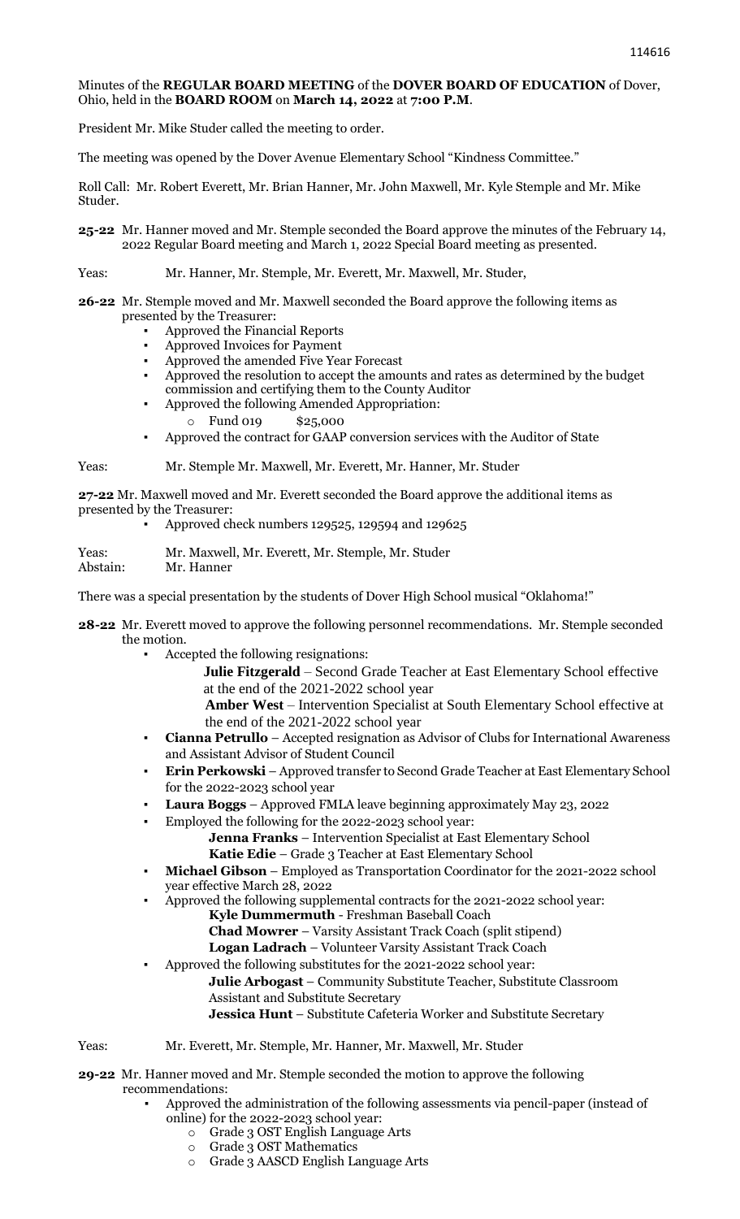Minutes of the **REGULAR BOARD MEETING** of the **DOVER BOARD OF EDUCATION** of Dover, Ohio, held in the **BOARD ROOM** on **March 14, 2022** at **7:00 P.M**.

President Mr. Mike Studer called the meeting to order.

The meeting was opened by the Dover Avenue Elementary School "Kindness Committee."

Roll Call: Mr. Robert Everett, Mr. Brian Hanner, Mr. John Maxwell, Mr. Kyle Stemple and Mr. Mike Studer.

**25-22** Mr. Hanner moved and Mr. Stemple seconded the Board approve the minutes of the February 14, 2022 Regular Board meeting and March 1, 2022 Special Board meeting as presented.

Yeas: Mr. Hanner, Mr. Stemple, Mr. Everett, Mr. Maxwell, Mr. Studer,

**26-22** Mr. Stemple moved and Mr. Maxwell seconded the Board approve the following items as presented by the Treasurer:

- Approved the Financial Reports
- Approved Invoices for Payment
- Approved the amended Five Year Forecast
- Approved the resolution to accept the amounts and rates as determined by the budget commission and certifying them to the County Auditor
- Approved the following Amended Appropriation:
  - Fund 019 $25,000
- Approved the contract for GAAP conversion services with the Auditor of State

Yeas: Mr. Stemple Mr. Maxwell, Mr. Everett, Mr. Hanner, Mr. Studer

**27-22** Mr. Maxwell moved and Mr. Everett seconded the Board approve the additional items as presented by the Treasurer:

- Approved check numbers 129525, 129594 and 129625

Yeas: Mr. Maxwell, Mr. Everett, Mr. Stemple, Mr. Studer
Abstain: Mr. Hanner

There was a special presentation by the students of Dover High School musical "Oklahoma!"

**28-22** Mr. Everett moved to approve the following personnel recommendations. Mr. Stemple seconded the motion.

- Accepted the following resignations:
  - **Julie Fitzgerald** – Second Grade Teacher at East Elementary School effective at the end of the 2021-2022 school year
  - **Amber West** – Intervention Specialist at South Elementary School effective at the end of the 2021-2022 school year
- **Cianna Petrullo** – Accepted resignation as Advisor of Clubs for International Awareness and Assistant Advisor of Student Council
- **Erin Perkowski** – Approved transfer to Second Grade Teacher at East Elementary School for the 2022-2023 school year
- **Laura Boggs** – Approved FMLA leave beginning approximately May 23, 2022
- Employed the following for the 2022-2023 school year:
  - **Jenna Franks** – Intervention Specialist at East Elementary School
  - **Katie Edie** – Grade 3 Teacher at East Elementary School
- **Michael Gibson** – Employed as Transportation Coordinator for the 2021-2022 school year effective March 28, 2022
- Approved the following supplemental contracts for the 2021-2022 school year:
  - **Kyle Dummermuth** - Freshman Baseball Coach
  - **Chad Mowrer** – Varsity Assistant Track Coach (split stipend)
  - **Logan Ladrach** – Volunteer Varsity Assistant Track Coach
- Approved the following substitutes for the 2021-2022 school year:
  - **Julie Arbogast** – Community Substitute Teacher, Substitute Classroom Assistant and Substitute Secretary
  - **Jessica Hunt** – Substitute Cafeteria Worker and Substitute Secretary

Yeas: Mr. Everett, Mr. Stemple, Mr. Hanner, Mr. Maxwell, Mr. Studer

**29-22** Mr. Hanner moved and Mr. Stemple seconded the motion to approve the following recommendations:

- Approved the administration of the following assessments via pencil-paper (instead of online) for the 2022-2023 school year:
  - Grade 3 OST English Language Arts
  - Grade 3 OST Mathematics
  - Grade 3 AASCD English Language Arts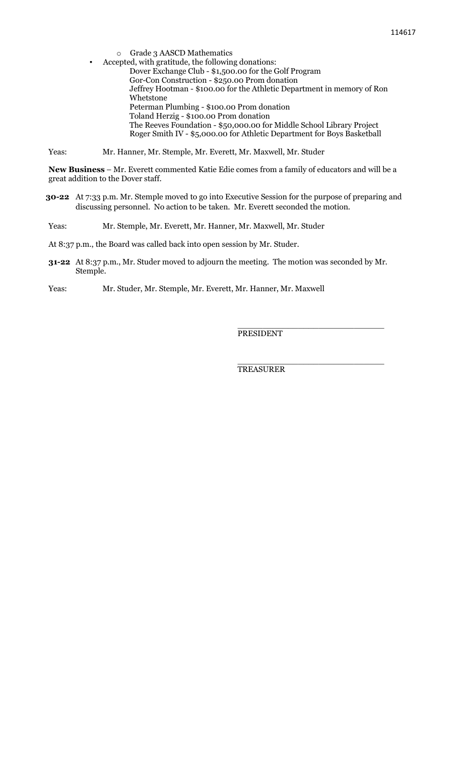- Grade 3 AASCD Mathematics

- Accepted, with gratitude, the following donations:
  - Dover Exchange Club - $1,500.00 for the Golf Program
  - Gor-Con Construction - $250.00 Prom donation
  - Jeffrey Hootman - $100.00 for the Athletic Department in memory of Ron Whetstone
  - Peterman Plumbing - $100.00 Prom donation
  - Toland Herzig - $100.00 Prom donation
  - The Reeves Foundation - $50,000.00 for Middle School Library Project
  - Roger Smith IV - $5,000.00 for Athletic Department for Boys Basketball

Yeas: Mr. Hanner, Mr. Stemple, Mr. Everett, Mr. Maxwell, Mr. Studer

**New Business** – Mr. Everett commented Katie Edie comes from a family of educators and will be a great addition to the Dover staff.

**30-22** At 7:33 p.m. Mr. Stemple moved to go into Executive Session for the purpose of preparing and discussing personnel. No action to be taken. Mr. Everett seconded the motion.

Yeas: Mr. Stemple, Mr. Everett, Mr. Hanner, Mr. Maxwell, Mr. Studer

At 8:37 p.m., the Board was called back into open session by Mr. Studer.

**31-22** At 8:37 p.m., Mr. Studer moved to adjourn the meeting. The motion was seconded by Mr. Stemple.

Yeas: Mr. Studer, Mr. Stemple, Mr. Everett, Mr. Hanner, Mr. Maxwell

______________________________
PRESIDENT

______________________________
TREASURER